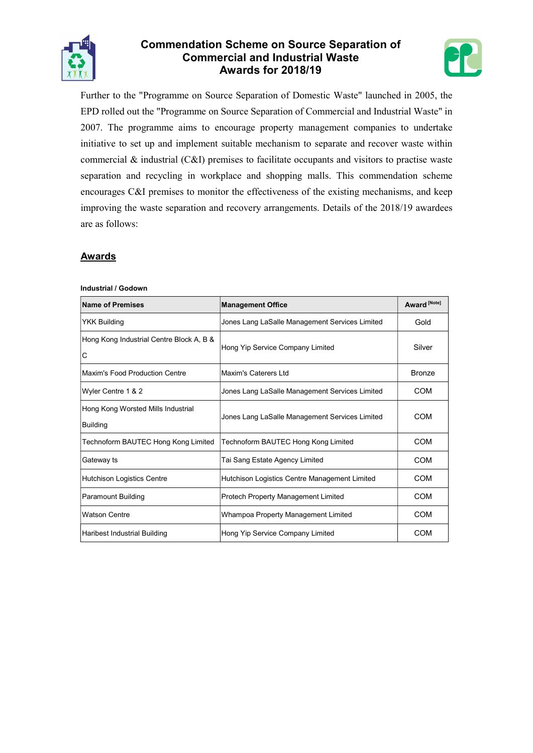# Commendation Scheme on Source Separation of Commercial and Industrial Waste Awards for 2018/19

Further to the "Programme on Source Separation of Domestic Waste" launched in 2005, the EPD rolled out the "Programme on Source Separation of Commercial and Industrial Waste" in 2007. The programme aims to encourage property management companies to undertake initiative to set up and implement suitable mechanism to separate and recover waste within commercial & industrial (C&I) premises to facilitate occupants and visitors to practise waste separation and recycling in workplace and shopping malls. This commendation scheme encourages C&I premises to monitor the effectiveness of the existing mechanisms, and keep improving the waste separation and recovery arrangements. Details of the 2018/19 awardees are as follows:

## Awards

**Industrial / Godown**

| Name of Premises | Management Office | Award [Note] |
|---|---|---|
| YKK Building | Jones Lang LaSalle Management Services Limited | Gold |
| Hong Kong Industrial Centre Block A, B & C | Hong Yip Service Company Limited | Silver |
| Maxim's Food Production Centre | Maxim's Caterers Ltd | Bronze |
| Wyler Centre 1 & 2 | Jones Lang LaSalle Management Services Limited | COM |
| Hong Kong Worsted Mills Industrial Building | Jones Lang LaSalle Management Services Limited | COM |
| Technoform BAUTEC Hong Kong Limited | Technoform BAUTEC Hong Kong Limited | COM |
| Gateway ts | Tai Sang Estate Agency Limited | COM |
| Hutchison Logistics Centre | Hutchison Logistics Centre Management Limited | COM |
| Paramount Building | Protech Property Management Limited | COM |
| Watson Centre | Whampoa Property Management Limited | COM |
| Haribest Industrial Building | Hong Yip Service Company Limited | COM |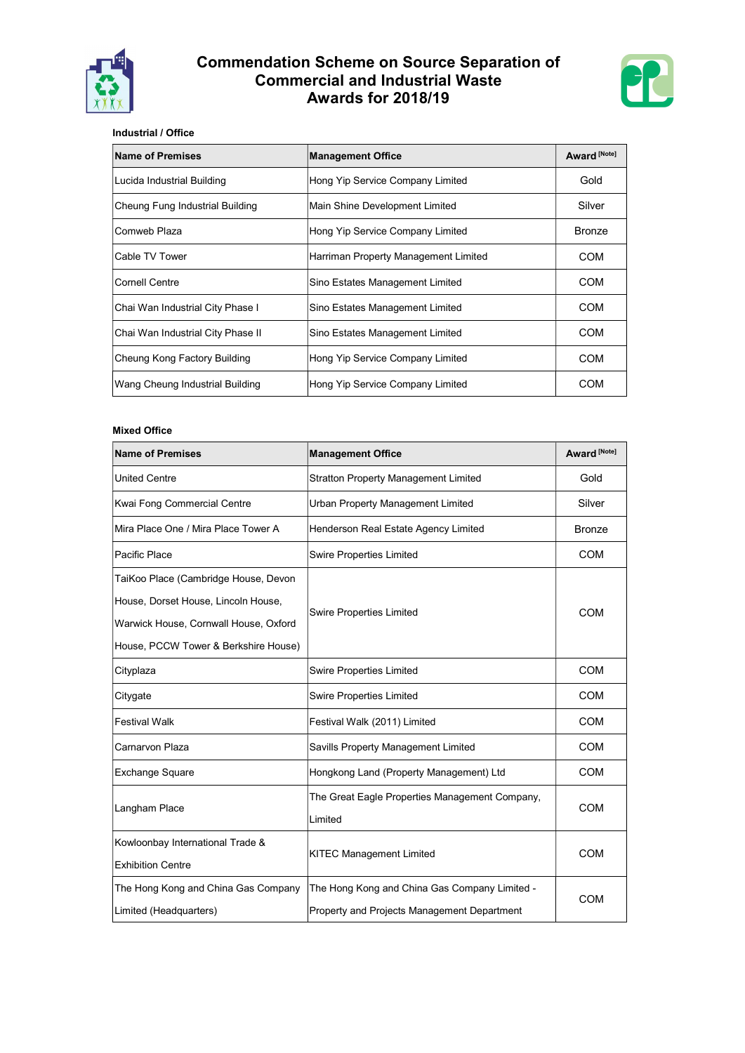# Commendation Scheme on Source Separation of Commercial and Industrial Waste
# Awards for 2018/19

**Industrial / Office**

| Name of Premises | Management Office | Award [Note] |
|---|---|---|
| Lucida Industrial Building | Hong Yip Service Company Limited | Gold |
| Cheung Fung Industrial Building | Main Shine Development Limited | Silver |
| Comweb Plaza | Hong Yip Service Company Limited | Bronze |
| Cable TV Tower | Harriman Property Management Limited | COM |
| Cornell Centre | Sino Estates Management Limited | COM |
| Chai Wan Industrial City Phase I | Sino Estates Management Limited | COM |
| Chai Wan Industrial City Phase II | Sino Estates Management Limited | COM |
| Cheung Kong Factory Building | Hong Yip Service Company Limited | COM |
| Wang Cheung Industrial Building | Hong Yip Service Company Limited | COM |

**Mixed Office**

| Name of Premises | Management Office | Award [Note] |
|---|---|---|
| United Centre | Stratton Property Management Limited | Gold |
| Kwai Fong Commercial Centre | Urban Property Management Limited | Silver |
| Mira Place One / Mira Place Tower A | Henderson Real Estate Agency Limited | Bronze |
| Pacific Place | Swire Properties Limited | COM |
| TaiKoo Place (Cambridge House, Devon House, Dorset House, Lincoln House, Warwick House, Cornwall House, Oxford House, PCCW Tower & Berkshire House) | Swire Properties Limited | COM |
| Cityplaza | Swire Properties Limited | COM |
| Citygate | Swire Properties Limited | COM |
| Festival Walk | Festival Walk (2011) Limited | COM |
| Carnarvon Plaza | Savills Property Management Limited | COM |
| Exchange Square | Hongkong Land (Property Management) Ltd | COM |
| Langham Place | The Great Eagle Properties Management Company, Limited | COM |
| Kowloonbay International Trade & Exhibition Centre | KITEC Management Limited | COM |
| The Hong Kong and China Gas Company Limited (Headquarters) | The Hong Kong and China Gas Company Limited - Property and Projects Management Department | COM |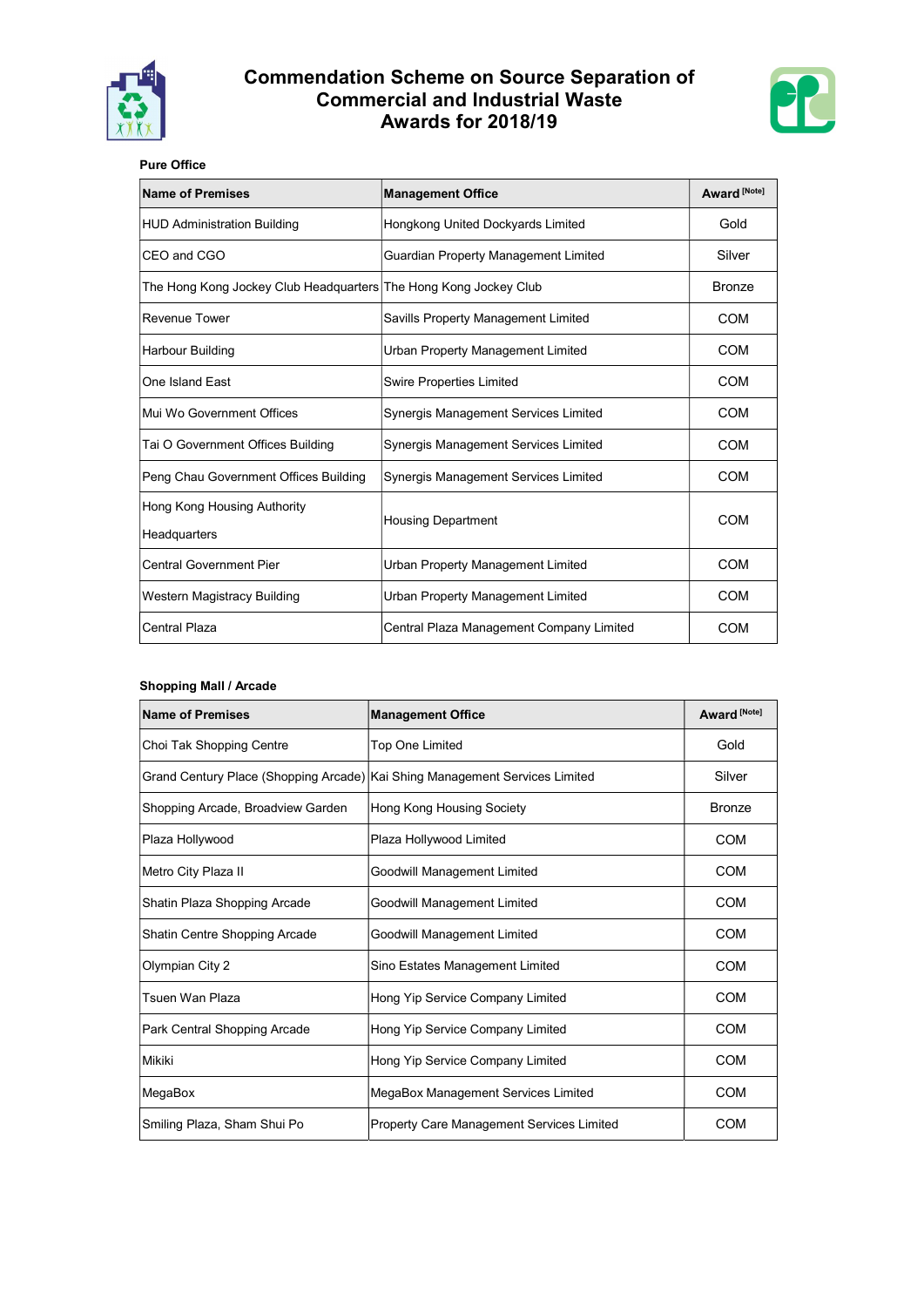# Commendation Scheme on Source Separation of Commercial and Industrial Waste Awards for 2018/19

**Pure Office**

| Name of Premises | Management Office | Award [Note] |
|---|---|---|
| HUD Administration Building | Hongkong United Dockyards Limited | Gold |
| CEO and CGO | Guardian Property Management Limited | Silver |
| The Hong Kong Jockey Club Headquarters | The Hong Kong Jockey Club | Bronze |
| Revenue Tower | Savills Property Management Limited | COM |
| Harbour Building | Urban Property Management Limited | COM |
| One Island East | Swire Properties Limited | COM |
| Mui Wo Government Offices | Synergis Management Services Limited | COM |
| Tai O Government Offices Building | Synergis Management Services Limited | COM |
| Peng Chau Government Offices Building | Synergis Management Services Limited | COM |
| Hong Kong Housing Authority Headquarters | Housing Department | COM |
| Central Government Pier | Urban Property Management Limited | COM |
| Western Magistracy Building | Urban Property Management Limited | COM |
| Central Plaza | Central Plaza Management Company Limited | COM |

**Shopping Mall / Arcade**

| Name of Premises | Management Office | Award [Note] |
|---|---|---|
| Choi Tak Shopping Centre | Top One Limited | Gold |
| Grand Century Place (Shopping Arcade) | Kai Shing Management Services Limited | Silver |
| Shopping Arcade, Broadview Garden | Hong Kong Housing Society | Bronze |
| Plaza Hollywood | Plaza Hollywood Limited | COM |
| Metro City Plaza II | Goodwill Management Limited | COM |
| Shatin Plaza Shopping Arcade | Goodwill Management Limited | COM |
| Shatin Centre Shopping Arcade | Goodwill Management Limited | COM |
| Olympian City 2 | Sino Estates Management Limited | COM |
| Tsuen Wan Plaza | Hong Yip Service Company Limited | COM |
| Park Central Shopping Arcade | Hong Yip Service Company Limited | COM |
| Mikiki | Hong Yip Service Company Limited | COM |
| MegaBox | MegaBox Management Services Limited | COM |
| Smiling Plaza, Sham Shui Po | Property Care Management Services Limited | COM |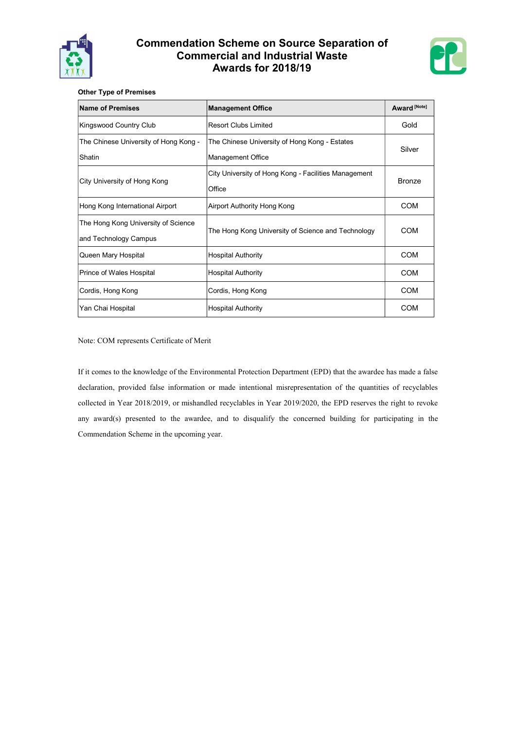# Commendation Scheme on Source Separation of Commercial and Industrial Waste Awards for 2018/19

**Other Type of Premises**

| Name of Premises | Management Office | Award [Note] |
|---|---|---|
| Kingswood Country Club | Resort Clubs Limited | Gold |
| The Chinese University of Hong Kong - Shatin | The Chinese University of Hong Kong - Estates Management Office | Silver |
| City University of Hong Kong | City University of Hong Kong - Facilities Management Office | Bronze |
| Hong Kong International Airport | Airport Authority Hong Kong | COM |
| The Hong Kong University of Science and Technology Campus | The Hong Kong University of Science and Technology | COM |
| Queen Mary Hospital | Hospital Authority | COM |
| Prince of Wales Hospital | Hospital Authority | COM |
| Cordis, Hong Kong | Cordis, Hong Kong | COM |
| Yan Chai Hospital | Hospital Authority | COM |

Note: COM represents Certificate of Merit

If it comes to the knowledge of the Environmental Protection Department (EPD) that the awardee has made a false declaration, provided false information or made intentional misrepresentation of the quantities of recyclables collected in Year 2018/2019, or mishandled recyclables in Year 2019/2020, the EPD reserves the right to revoke any award(s) presented to the awardee, and to disqualify the concerned building for participating in the Commendation Scheme in the upcoming year.